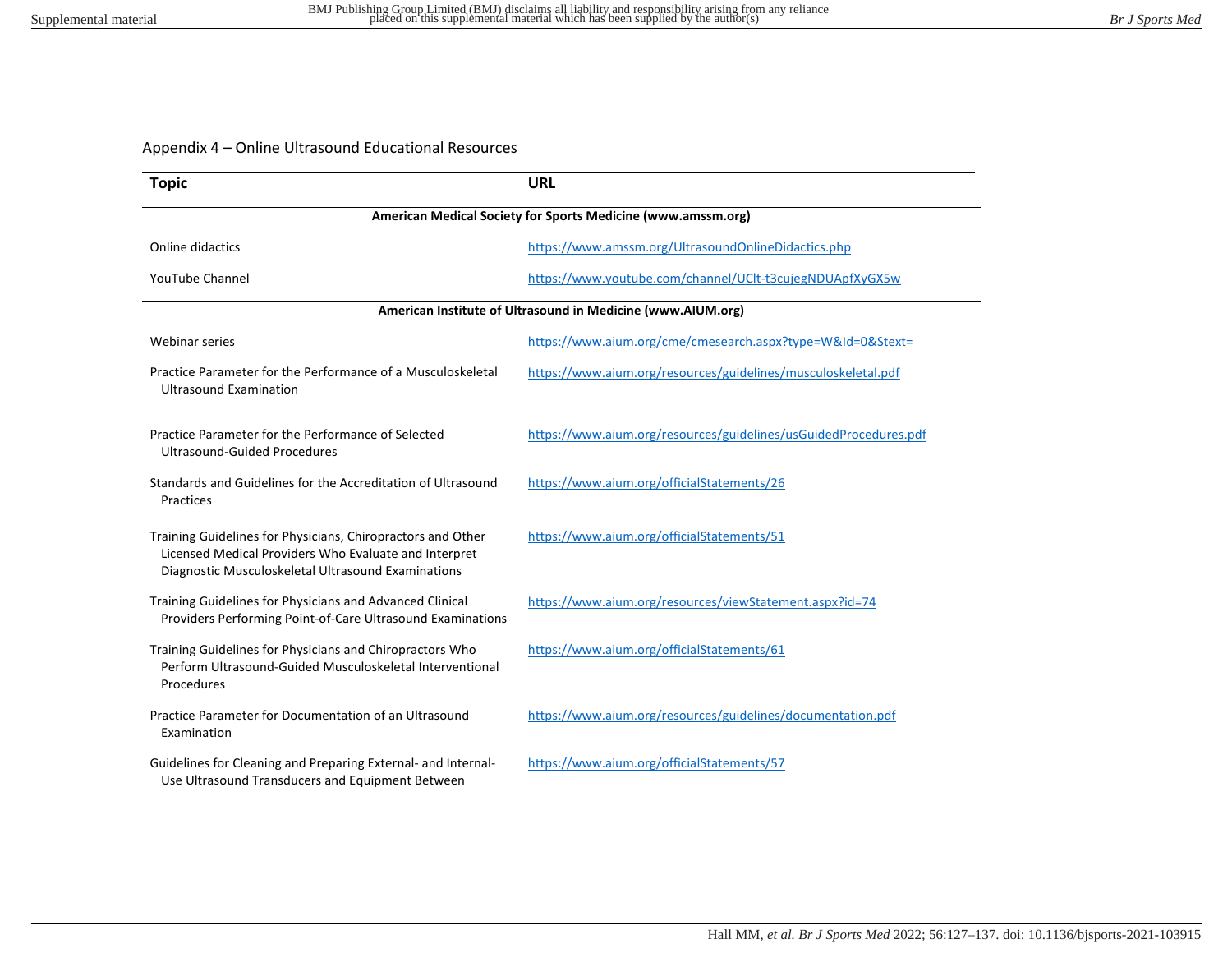Appendix 4 – Online Ultrasound Educational Resources

| Topic | URL |
| --- | --- |
| **American Medical Society for Sports Medicine (www.amssm.org)** | |
| Online didactics | https://www.amssm.org/UltrasoundOnlineDidactics.php |
| YouTube Channel | https://www.youtube.com/channel/UClt-t3cujegNDUApfXyGX5w |
| **American Institute of Ultrasound in Medicine (www.AIUM.org)** | |
| Webinar series | https://www.aium.org/cme/cmesearch.aspx?type=W&Id=0&Stext= |
| Practice Parameter for the Performance of a Musculoskeletal Ultrasound Examination | https://www.aium.org/resources/guidelines/musculoskeletal.pdf |
| Practice Parameter for the Performance of Selected Ultrasound-Guided Procedures | https://www.aium.org/resources/guidelines/usGuidedProcedures.pdf |
| Standards and Guidelines for the Accreditation of Ultrasound Practices | https://www.aium.org/officialStatements/26 |
| Training Guidelines for Physicians, Chiropractors and Other Licensed Medical Providers Who Evaluate and Interpret Diagnostic Musculoskeletal Ultrasound Examinations | https://www.aium.org/officialStatements/51 |
| Training Guidelines for Physicians and Advanced Clinical Providers Performing Point-of-Care Ultrasound Examinations | https://www.aium.org/resources/viewStatement.aspx?id=74 |
| Training Guidelines for Physicians and Chiropractors Who Perform Ultrasound-Guided Musculoskeletal Interventional Procedures | https://www.aium.org/officialStatements/61 |
| Practice Parameter for Documentation of an Ultrasound Examination | https://www.aium.org/resources/guidelines/documentation.pdf |
| Guidelines for Cleaning and Preparing External- and Internal-Use Ultrasound Transducers and Equipment Between | https://www.aium.org/officialStatements/57 |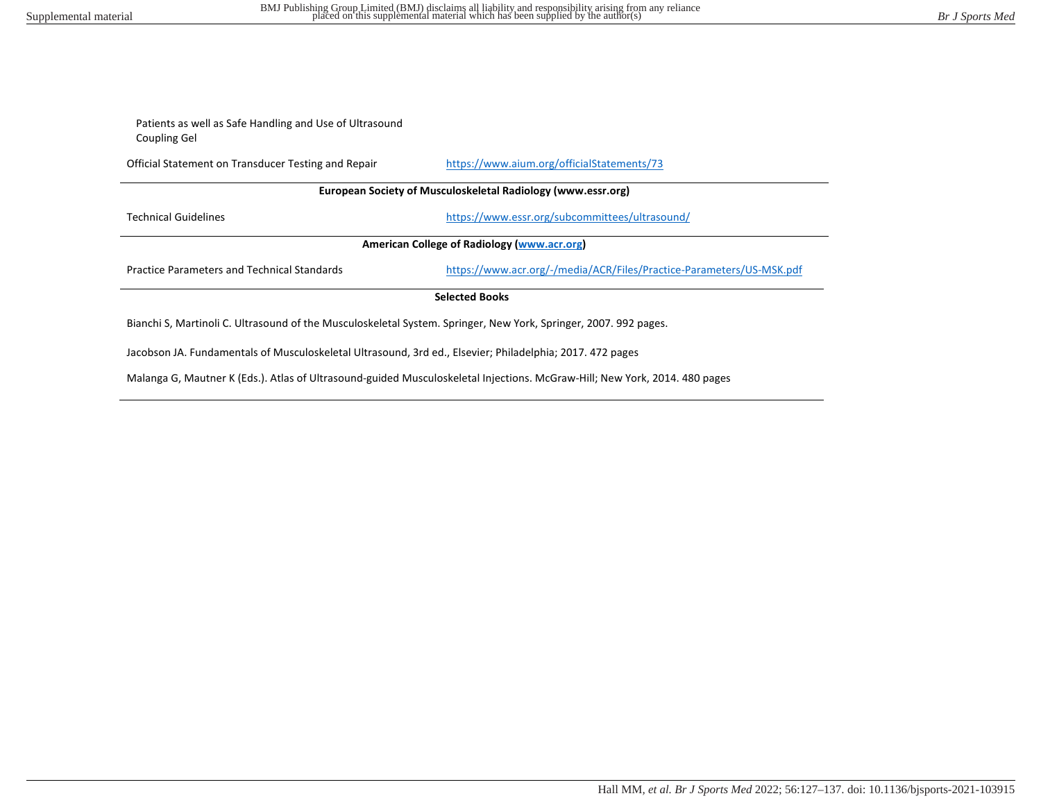| | |
|---|---|
| Patients as well as Safe Handling and Use of Ultrasound Coupling Gel | |
| Official Statement on Transducer Testing and Repair | https://www.aium.org/officialStatements/73 |
| **European Society of Musculoskeletal Radiology (www.essr.org)** | |
| Technical Guidelines | https://www.essr.org/subcommittees/ultrasound/ |
| **American College of Radiology (www.acr.org)** | |
| Practice Parameters and Technical Standards | https://www.acr.org/-/media/ACR/Files/Practice-Parameters/US-MSK.pdf |
| **Selected Books** | |
| Bianchi S, Martinoli C. Ultrasound of the Musculoskeletal System. Springer, New York, Springer, 2007. 992 pages. | |
| Jacobson JA. Fundamentals of Musculoskeletal Ultrasound, 3rd ed., Elsevier; Philadelphia; 2017. 472 pages | |
| Malanga G, Mautner K (Eds.). Atlas of Ultrasound-guided Musculoskeletal Injections. McGraw-Hill; New York, 2014. 480 pages | |